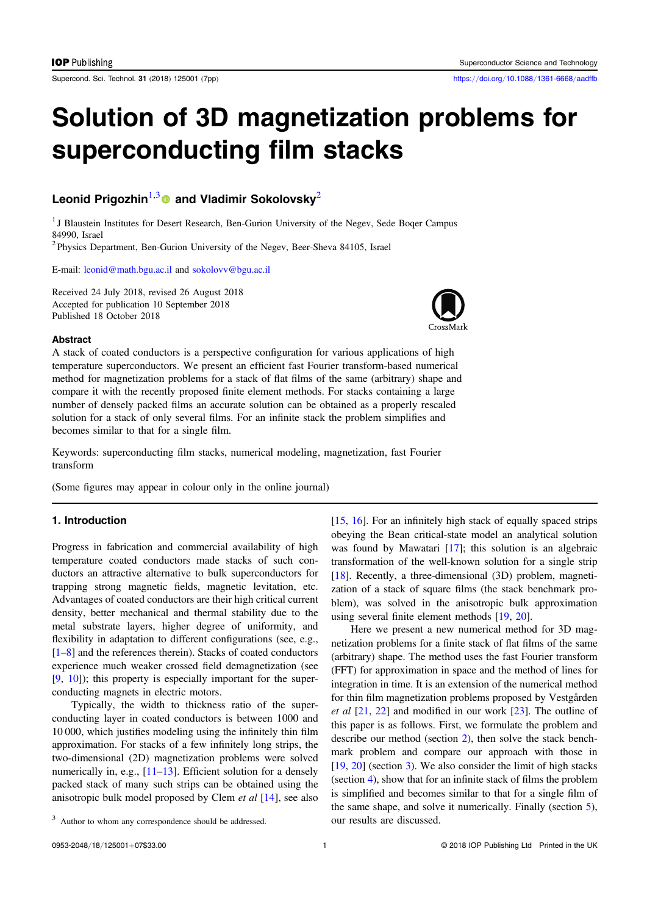# Solution of 3D magnetization problems for superconducting film stacks

**Leonid Prigozhin**[1,3] **and Vladimir Sokolovsky**[2]

[1] J Blaustein Institutes for Desert Research, Ben-Gurion University of the Negev, Sede Boqer Campus 84990, Israel

[2] Physics Department, Ben-Gurion University of the Negev, Beer-Sheva 84105, Israel

E-mail: leonid@math.bgu.ac.il and sokolovv@bgu.ac.il

Received 24 July 2018, revised 26 August 2018
Accepted for publication 10 September 2018
Published 18 October 2018

### Abstract

A stack of coated conductors is a perspective configuration for various applications of high temperature superconductors. We present an efficient fast Fourier transform-based numerical method for magnetization problems for a stack of flat films of the same (arbitrary) shape and compare it with the recently proposed finite element methods. For stacks containing a large number of densely packed films an accurate solution can be obtained as a properly rescaled solution for a stack of only several films. For an infinite stack the problem simplifies and becomes similar to that for a single film.

Keywords: superconducting film stacks, numerical modeling, magnetization, fast Fourier transform

(Some figures may appear in colour only in the online journal)

## 1. Introduction

Progress in fabrication and commercial availability of high temperature coated conductors made stacks of such conductors an attractive alternative to bulk superconductors for trapping strong magnetic fields, magnetic levitation, etc. Advantages of coated conductors are their high critical current density, better mechanical and thermal stability due to the metal substrate layers, higher degree of uniformity, and flexibility in adaptation to different configurations (see, e.g., [1–8] and the references therein). Stacks of coated conductors experience much weaker crossed field demagnetization (see [9, 10]); this property is especially important for the superconducting magnets in electric motors.

Typically, the width to thickness ratio of the superconducting layer in coated conductors is between 1000 and 10 000, which justifies modeling using the infinitely thin film approximation. For stacks of a few infinitely long strips, the two-dimensional (2D) magnetization problems were solved numerically in, e.g., [11–13]. Efficient solution for a densely packed stack of many such strips can be obtained using the anisotropic bulk model proposed by Clem *et al* [14], see also [15, 16]. For an infinitely high stack of equally spaced strips obeying the Bean critical-state model an analytical solution was found by Mawatari [17]; this solution is an algebraic transformation of the well-known solution for a single strip [18]. Recently, a three-dimensional (3D) problem, magnetization of a stack of square films (the stack benchmark problem), was solved in the anisotropic bulk approximation using several finite element methods [19, 20].

Here we present a new numerical method for 3D magnetization problems for a finite stack of flat films of the same (arbitrary) shape. The method uses the fast Fourier transform (FFT) for approximation in space and the method of lines for integration in time. It is an extension of the numerical method for thin film magnetization problems proposed by Vestgården *et al* [21, 22] and modified in our work [23]. The outline of this paper is as follows. First, we formulate the problem and describe our method (section 2), then solve the stack benchmark problem and compare our approach with those in [19, 20] (section 3). We also consider the limit of high stacks (section 4), show that for an infinite stack of films the problem is simplified and becomes similar to that for a single film of the same shape, and solve it numerically. Finally (section 5), our results are discussed.

[3] Author to whom any correspondence should be addressed.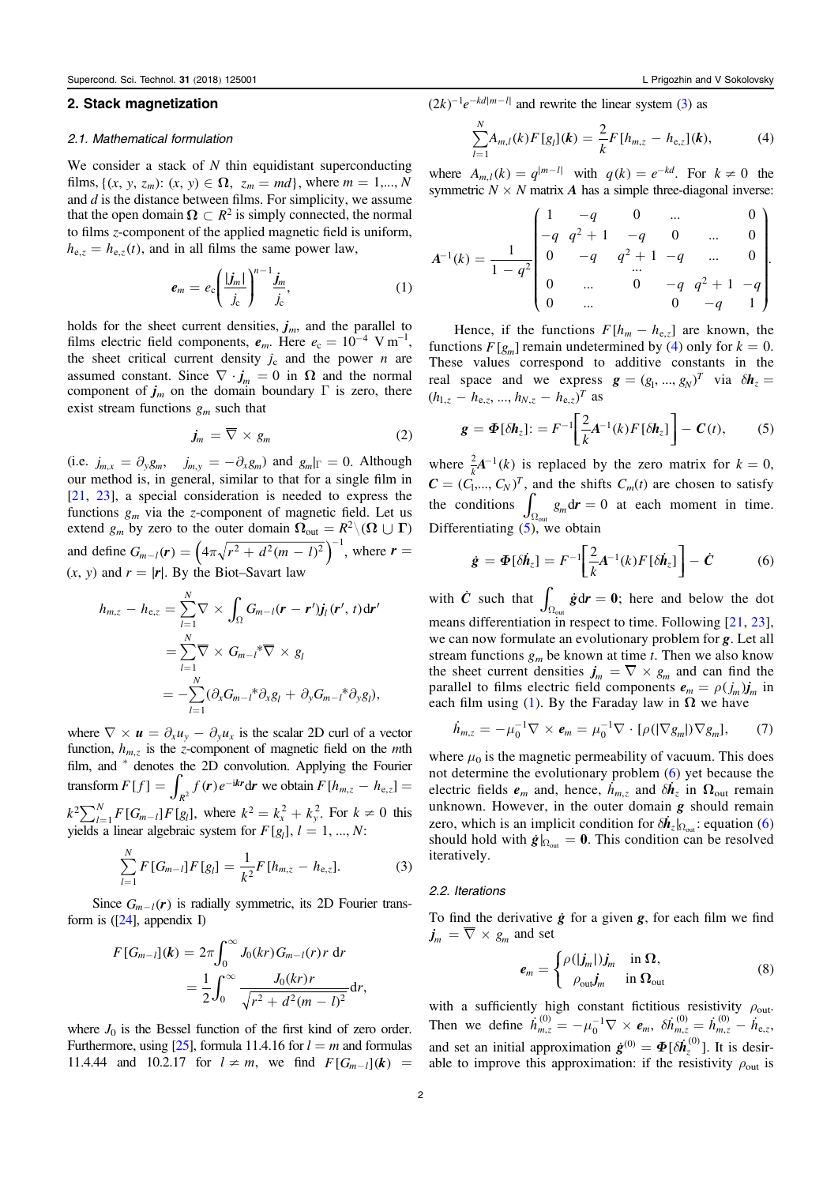## 2. Stack magnetization

### 2.1. Mathematical formulation

We consider a stack of $N$ thin equidistant superconducting films, $\{(x, y, z_m): (x, y) \in \mathbf{\Omega},\ z_m = md\}$, where $m = 1,..., N$ and $d$ is the distance between films. For simplicity, we assume that the open domain $\mathbf{\Omega} \subset R^2$ is simply connected, the normal to films $z$-component of the applied magnetic field is uniform, $h_{e,z} = h_{e,z}(t)$, and in all films the same power law,

$$\boldsymbol{e}_m = e_c \left( \frac{|\boldsymbol{j}_m|}{j_c} \right)^{n-1} \frac{\boldsymbol{j}_m}{j_c}, \tag{1}$$

holds for the sheet current densities, $\boldsymbol{j}_m$, and the parallel to films electric field components, $\boldsymbol{e}_m$. Here $e_c = 10^{-4}$ V m$^{-1}$, the sheet critical current density $j_c$ and the power $n$ are assumed constant. Since $\nabla \cdot \boldsymbol{j}_m = 0$ in $\mathbf{\Omega}$ and the normal component of $\boldsymbol{j}_m$ on the domain boundary $\Gamma$ is zero, there exist stream functions $g_m$ such that

$$\boldsymbol{j}_m = \overline{\nabla} \times g_m \tag{2}$$

(i.e. $j_{m,x} = \partial_y g_m, \quad j_{m,y} = -\partial_x g_m$) and $g_m|_\Gamma = 0$. Although our method is, in general, similar to that for a single film in [21, 23], a special consideration is needed to express the functions $g_m$ via the $z$-component of magnetic field. Let us extend $g_m$ by zero to the outer domain $\mathbf{\Omega}_{\text{out}} = R^2 \backslash (\mathbf{\Omega} \cup \mathbf{\Gamma})$ and define $G_{m-l}(\boldsymbol{r}) = \left(4\pi\sqrt{r^2 + d^2(m-l)^2}\right)^{-1}$, where $\boldsymbol{r} = (x, y)$ and $r = |\boldsymbol{r}|$. By the Biot–Savart law

$$\begin{aligned} h_{m,z} - h_{e,z} &= \sum_{l=1}^{N} \nabla \times \int_{\Omega} G_{m-l}(\boldsymbol{r} - \boldsymbol{r}') \boldsymbol{j}_l(\boldsymbol{r}', t) \mathrm{d}\boldsymbol{r}' \\ &= \sum_{l=1}^{N} \overline{\nabla} \times G_{m-l} {}^* \overline{\nabla} \times g_l \\ &= -\sum_{l=1}^{N} (\partial_x G_{m-l} {}^* \partial_x g_l + \partial_y G_{m-l} {}^* \partial_y g_l), \end{aligned}$$

where $\nabla \times \boldsymbol{u} = \partial_x u_y - \partial_y u_x$ is the scalar 2D curl of a vector function, $h_{m,z}$ is the $z$-component of magnetic field on the $m$th film, and $^*$ denotes the 2D convolution. Applying the Fourier transform $F[f] = \int_{R^2} f(\boldsymbol{r}) e^{-i\boldsymbol{k}\boldsymbol{r}} \mathrm{d}\boldsymbol{r}$ we obtain $F[h_{m,z} - h_{e,z}] = k^2 \sum_{l=1}^{N} F[G_{m-l}] F[g_l]$, where $k^2 = k_x^2 + k_y^2$. For $k \neq 0$ this yields a linear algebraic system for $F[g_l]$, $l = 1, ..., N$:

$$\sum_{l=1}^{N} F[G_{m-l}] F[g_l] = \frac{1}{k^2} F[h_{m,z} - h_{e,z}]. \tag{3}$$

Since $G_{m-l}(\boldsymbol{r})$ is radially symmetric, its 2D Fourier transform is ([24], appendix I)

$$\begin{aligned} F[G_{m-l}](\boldsymbol{k}) &= 2\pi \int_0^\infty J_0(kr) G_{m-l}(r) r \, \mathrm{d}r \\ &= \frac{1}{2} \int_0^\infty \frac{J_0(kr) r}{\sqrt{r^2 + d^2(m-l)^2}} \mathrm{d}r, \end{aligned}$$

where $J_0$ is the Bessel function of the first kind of zero order. Furthermore, using [25], formula 11.4.16 for $l = m$ and formulas 11.4.44 and 10.2.17 for $l \neq m$, we find $F[G_{m-l}](\boldsymbol{k}) = (2k)^{-1} e^{-kd|m-l|}$ and rewrite the linear system (3) as

$$\sum_{l=1}^{N} A_{m,l}(k) F[g_l](\boldsymbol{k}) = \frac{2}{k} F[h_{m,z} - h_{e,z}](\boldsymbol{k}), \tag{4}$$

where $A_{m,l}(k) = q^{|m-l|}$ with $q(k) = e^{-kd}$. For $k \neq 0$ the symmetric $N \times N$ matrix $\boldsymbol{A}$ has a simple three-diagonal inverse:

$$\boldsymbol{A}^{-1}(k) = \frac{1}{1-q^2} \begin{pmatrix} 1 & -q & 0 & \ldots & & 0 \\ -q & q^2+1 & -q & 0 & \ldots & 0 \\ 0 & -q & q^2+1 & -q & \ldots & 0 \\ & & \ldots & & & \\ 0 & \ldots & 0 & -q & q^2+1 & -q \\ 0 & \ldots & & 0 & -q & 1 \end{pmatrix}.$$

Hence, if the functions $F[h_m - h_{e,z}]$ are known, the functions $F[g_m]$ remain undetermined by (4) only for $k = 0$. These values correspond to additive constants in the real space and we express $\boldsymbol{g} = (g_1, ..., g_N)^T$ via $\delta \boldsymbol{h}_z = (h_{1,z} - h_{e,z}, ..., h_{N,z} - h_{e,z})^T$ as

$$\boldsymbol{g} = \boldsymbol{\Phi}[\delta \boldsymbol{h}_z] := F^{-1}\left[\frac{2}{k} \boldsymbol{A}^{-1}(k) F[\delta \boldsymbol{h}_z]\right] - \boldsymbol{C}(t), \tag{5}$$

where $\frac{2}{k}\boldsymbol{A}^{-1}(k)$ is replaced by the zero matrix for $k = 0$, $\boldsymbol{C} = (C_1, ..., C_N)^T$, and the shifts $C_m(t)$ are chosen to satisfy the conditions $\int_{\Omega_{\text{out}}} g_m \mathrm{d}\boldsymbol{r} = 0$ at each moment in time. Differentiating (5), we obtain

$$\dot{\boldsymbol{g}} = \boldsymbol{\Phi}[\delta \dot{\boldsymbol{h}}_z] = F^{-1}\left[\frac{2}{k} \boldsymbol{A}^{-1}(k) F[\delta \dot{\boldsymbol{h}}_z]\right] - \dot{\boldsymbol{C}} \tag{6}$$

with $\dot{\boldsymbol{C}}$ such that $\int_{\Omega_{\text{out}}} \dot{\boldsymbol{g}} \mathrm{d}\boldsymbol{r} = \boldsymbol{0}$; here and below the dot means differentiation in respect to time. Following [21, 23], we can now formulate an evolutionary problem for $\boldsymbol{g}$. Let all stream functions $g_m$ be known at time $t$. Then we also know the sheet current densities $\boldsymbol{j}_m = \overline{\nabla} \times g_m$ and can find the parallel to films electric field components $\boldsymbol{e}_m = \rho(j_m)\boldsymbol{j}_m$ in each film using (1). By the Faraday law in $\mathbf{\Omega}$ we have

$$\dot{h}_{m,z} = -\mu_0^{-1} \nabla \times \boldsymbol{e}_m = \mu_0^{-1} \nabla \cdot [\rho(|\nabla g_m|) \nabla g_m], \tag{7}$$

where $\mu_0$ is the magnetic permeability of vacuum. This does not determine the evolutionary problem (6) yet because the electric fields $\boldsymbol{e}_m$ and, hence, $\dot{h}_{m,z}$ and $\delta \dot{\boldsymbol{h}}_z$ in $\mathbf{\Omega}_{\text{out}}$ remain unknown. However, in the outer domain $\boldsymbol{g}$ should remain zero, which is an implicit condition for $\delta \dot{\boldsymbol{h}}_z|_{\Omega_{\text{out}}}$: equation (6) should hold with $\dot{\boldsymbol{g}}|_{\Omega_{\text{out}}} = \boldsymbol{0}$. This condition can be resolved iteratively.

### 2.2. Iterations

To find the derivative $\dot{\boldsymbol{g}}$ for a given $\boldsymbol{g}$, for each film we find $\boldsymbol{j}_m = \overline{\nabla} \times g_m$ and set

$$\boldsymbol{e}_m = \begin{cases} \rho(|\boldsymbol{j}_m|)\boldsymbol{j}_m & \text{in } \mathbf{\Omega}, \\ \rho_{\text{out}} \boldsymbol{j}_m & \text{in } \mathbf{\Omega}_{\text{out}} \end{cases} \tag{8}$$

with a sufficiently high constant fictitious resistivity $\rho_{\text{out}}$. Then we define $\dot{h}_{m,z}^{(0)} = -\mu_0^{-1} \nabla \times \boldsymbol{e}_m$, $\delta \dot{h}_{m,z}^{(0)} = \dot{h}_{m,z}^{(0)} - \dot{h}_{e,z}$, and set an initial approximation $\dot{\boldsymbol{g}}^{(0)} = \boldsymbol{\Phi}[\delta \dot{\boldsymbol{h}}_z^{(0)}]$. It is desirable to improve this approximation: if the resistivity $\rho_{\text{out}}$ is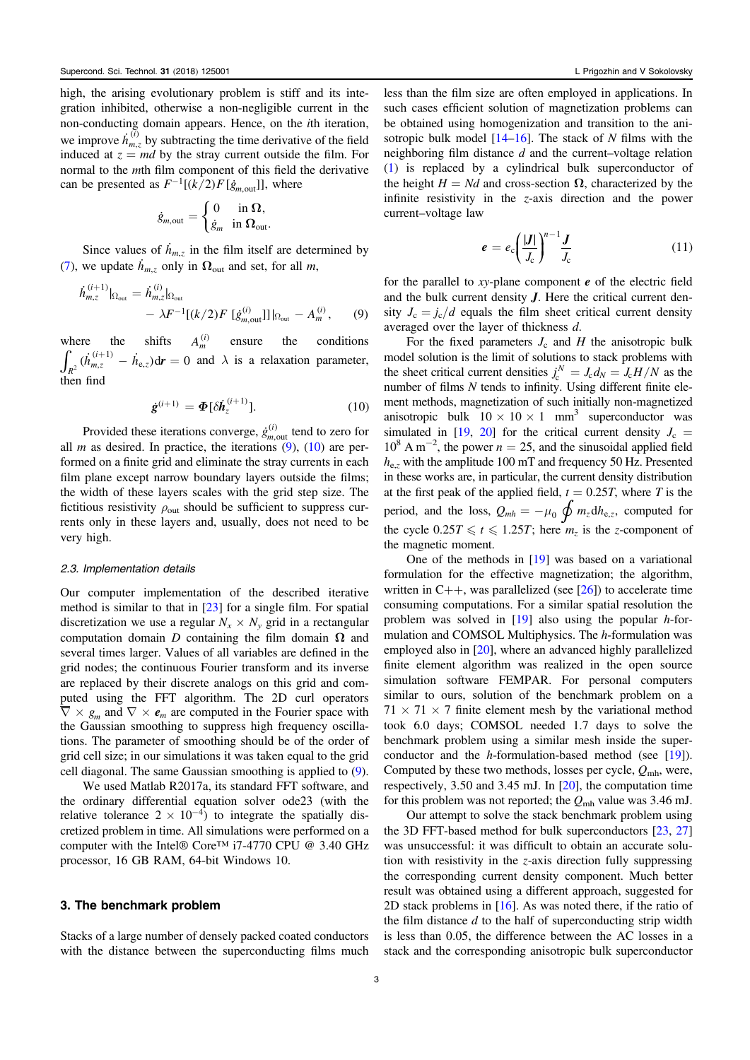high, the arising evolutionary problem is stiff and its integration inhibited, otherwise a non-negligible current in the non-conducting domain appears. Hence, on the $i$th iteration, we improve $\dot{h}_{m,z}^{(i)}$ by subtracting the time derivative of the field induced at $z = md$ by the stray current outside the film. For normal to the $m$th film component of this field the derivative can be presented as $F^{-1}[(k/2)F[\dot{g}_{m,\text{out}}]]$, where

$$\dot{g}_{m,\text{out}} = \begin{cases} 0 & \text{in } \mathbf{\Omega}, \\ \dot{g}_m & \text{in } \mathbf{\Omega}_{\text{out}}. \end{cases}$$

Since values of $\dot{h}_{m,z}$ in the film itself are determined by (7), we update $\dot{h}_{m,z}$ only in $\mathbf{\Omega}_{\text{out}}$ and set, for all $m$,

$$\dot{h}_{m,z}^{(i+1)}|_{\Omega_{\text{out}}} = \dot{h}_{m,z}^{(i)}|_{\Omega_{\text{out}}} - \lambda F^{-1}[(k/2)F\,[\dot{g}_{m,\text{out}}^{(i)}]]|_{\Omega_{\text{out}}} - A_m^{(i)}, \qquad (9)$$

where the shifts $A_m^{(i)}$ ensure the conditions $\int_{R^2} (\dot{h}_{m,z}^{(i+1)} - \dot{h}_{\text{e},z})\mathrm{d}\boldsymbol{r} = 0$ and $\lambda$ is a relaxation parameter, then find

$$\dot{\boldsymbol{g}}^{(i+1)} = \boldsymbol{\Phi}[\delta \dot{\boldsymbol{h}}_z^{(i+1)}]. \qquad (10)$$

Provided these iterations converge, $\dot{g}_{m,\text{out}}^{(i)}$ tend to zero for all $m$ as desired. In practice, the iterations (9), (10) are performed on a finite grid and eliminate the stray currents in each film plane except narrow boundary layers outside the films; the width of these layers scales with the grid step size. The fictitious resistivity $\rho_{\text{out}}$ should be sufficient to suppress currents only in these layers and, usually, does not need to be very high.

### 2.3. Implementation details

Our computer implementation of the described iterative method is similar to that in [23] for a single film. For spatial discretization we use a regular $N_x \times N_y$ grid in a rectangular computation domain $D$ containing the film domain $\mathbf{\Omega}$ and several times larger. Values of all variables are defined in the grid nodes; the continuous Fourier transform and its inverse are replaced by their discrete analogs on this grid and computed using the FFT algorithm. The 2D curl operators $\overline{\nabla} \times g_m$ and $\nabla \times \boldsymbol{e}_m$ are computed in the Fourier space with the Gaussian smoothing to suppress high frequency oscillations. The parameter of smoothing should be of the order of grid cell size; in our simulations it was taken equal to the grid cell diagonal. The same Gaussian smoothing is applied to (9).

We used Matlab R2017a, its standard FFT software, and the ordinary differential equation solver ode23 (with the relative tolerance $2 \times 10^{-4}$) to integrate the spatially discretized problem in time. All simulations were performed on a computer with the Intel® Core™ i7-4770 CPU @ 3.40 GHz processor, 16 GB RAM, 64-bit Windows 10.

## 3. The benchmark problem

Stacks of a large number of densely packed coated conductors with the distance between the superconducting films much less than the film size are often employed in applications. In such cases efficient solution of magnetization problems can be obtained using homogenization and transition to the anisotropic bulk model [14–16]. The stack of $N$ films with the neighboring film distance $d$ and the current–voltage relation (1) is replaced by a cylindrical bulk superconductor of the height $H = Nd$ and cross-section $\mathbf{\Omega}$, characterized by the infinite resistivity in the $z$-axis direction and the power current–voltage law

$$\boldsymbol{e} = e_{\text{c}} \left( \frac{|\boldsymbol{J}|}{J_{\text{c}}} \right)^{n-1} \frac{\boldsymbol{J}}{J_{\text{c}}} \qquad (11)$$

for the parallel to $xy$-plane component $\boldsymbol{e}$ of the electric field and the bulk current density $\boldsymbol{J}$. Here the critical current density $J_{\text{c}} = j_{\text{c}}/d$ equals the film sheet critical current density averaged over the layer of thickness $d$.

For the fixed parameters $J_{\text{c}}$ and $H$ the anisotropic bulk model solution is the limit of solutions to stack problems with the sheet critical current densities $j_{\text{c}}^N = J_{\text{c}} d_N = J_{\text{c}} H/N$ as the number of films $N$ tends to infinity. Using different finite element methods, magnetization of such initially non-magnetized anisotropic bulk $10 \times 10 \times 1$ mm$^3$ superconductor was simulated in [19, 20] for the critical current density $J_{\text{c}} = 10^8$ A m$^{-2}$, the power $n = 25$, and the sinusoidal applied field $h_{\text{e},z}$ with the amplitude 100 mT and frequency 50 Hz. Presented in these works are, in particular, the current density distribution at the first peak of the applied field, $t = 0.25T$, where $T$ is the period, and the loss, $Q_{mh} = -\mu_0 \oint m_z \mathrm{d}h_{\text{e},z}$, computed for the cycle $0.25T \leqslant t \leqslant 1.25T$; here $m_z$ is the $z$-component of the magnetic moment.

One of the methods in [19] was based on a variational formulation for the effective magnetization; the algorithm, written in C++, was parallelized (see [26]) to accelerate time consuming computations. For a similar spatial resolution the problem was solved in [19] also using the popular $h$-formulation and COMSOL Multiphysics. The $h$-formulation was employed also in [20], where an advanced highly parallelized finite element algorithm was realized in the open source simulation software FEMPAR. For personal computers similar to ours, solution of the benchmark problem on a $71 \times 71 \times 7$ finite element mesh by the variational method took 6.0 days; COMSOL needed 1.7 days to solve the benchmark problem using a similar mesh inside the superconductor and the $h$-formulation-based method (see [19]). Computed by these two methods, losses per cycle, $Q_{\text{mh}}$, were, respectively, 3.50 and 3.45 mJ. In [20], the computation time for this problem was not reported; the $Q_{\text{mh}}$ value was 3.46 mJ.

Our attempt to solve the stack benchmark problem using the 3D FFT-based method for bulk superconductors [23, 27] was unsuccessful: it was difficult to obtain an accurate solution with resistivity in the $z$-axis direction fully suppressing the corresponding current density component. Much better result was obtained using a different approach, suggested for 2D stack problems in [16]. As was noted there, if the ratio of the film distance $d$ to the half of superconducting strip width is less than 0.05, the difference between the AC losses in a stack and the corresponding anisotropic bulk superconductor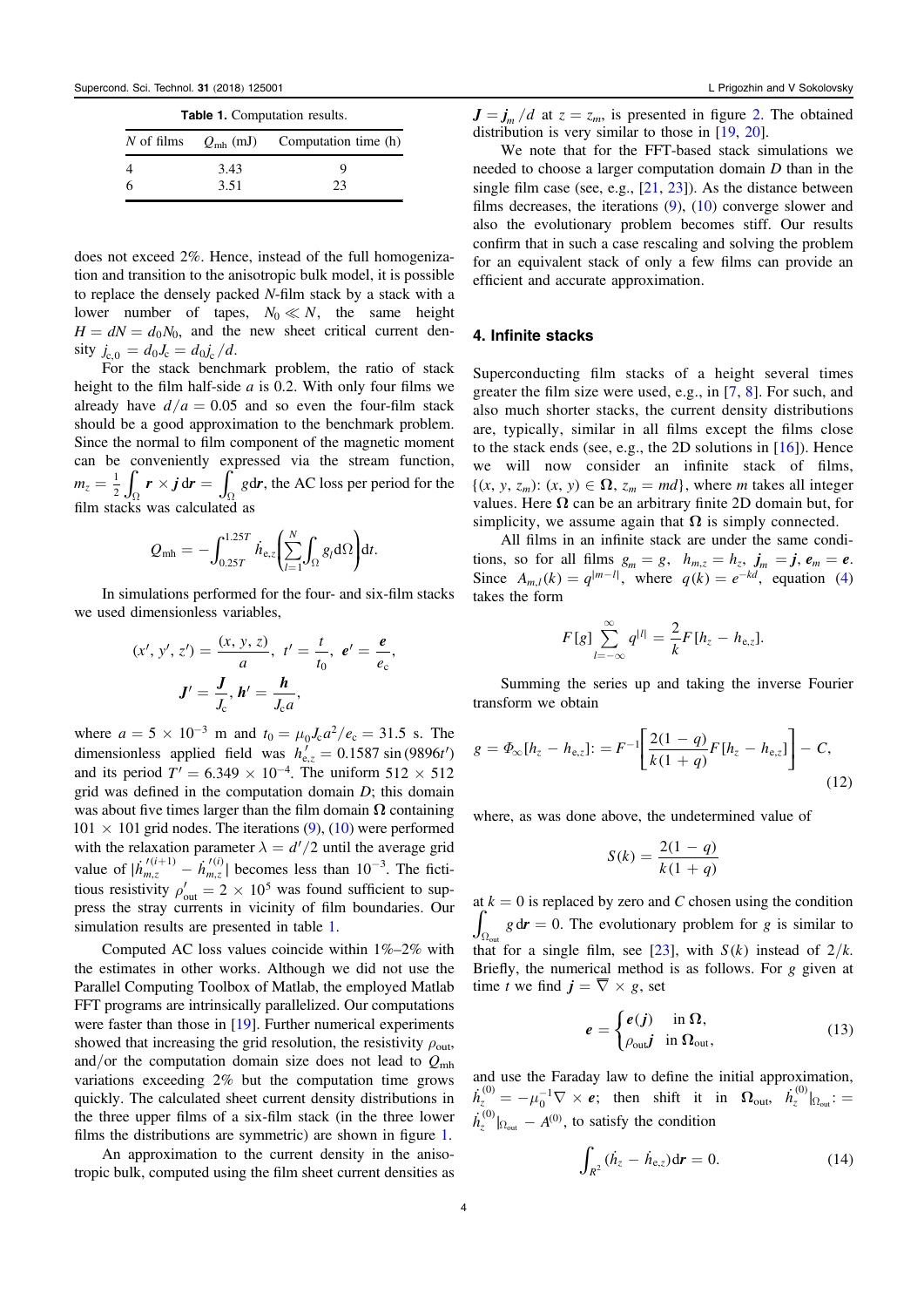**Table 1.** Computation results.

| $N$ of films | $Q_{\mathrm{mh}}$ (mJ) | Computation time (h) |
|---|---|---|
| 4 | 3.43 | 9 |
| 6 | 3.51 | 23 |

does not exceed 2%. Hence, instead of the full homogenization and transition to the anisotropic bulk model, it is possible to replace the densely packed $N$-film stack by a stack with a lower number of tapes, $N_0 \ll N$, the same height $H = dN = d_0 N_0$, and the new sheet critical current density $j_{c,0} = d_0 J_c = d_0 j_c / d$.

For the stack benchmark problem, the ratio of stack height to the film half-side $a$ is 0.2. With only four films we already have $d/a = 0.05$ and so even the four-film stack should be a good approximation to the benchmark problem. Since the normal to film component of the magnetic moment can be conveniently expressed via the stream function, $m_z = \frac{1}{2}\int_\Omega \boldsymbol{r} \times \boldsymbol{j}\, \mathrm{d}\boldsymbol{r} = \int_\Omega g \mathrm{d}\boldsymbol{r}$, the AC loss per period for the film stacks was calculated as

$$Q_{\mathrm{mh}} = -\int_{0.25T}^{1.25T} \dot{h}_{\mathrm{e},z}\left(\sum_{l=1}^{N}\int_\Omega g_l \mathrm{d}\Omega\right)\mathrm{d}t.$$

In simulations performed for the four- and six-film stacks we used dimensionless variables,

$$(x', y', z') = \frac{(x, y, z)}{a},\ t' = \frac{t}{t_0},\ \boldsymbol{e}' = \frac{\boldsymbol{e}}{e_c},$$
$$\boldsymbol{J}' = \frac{\boldsymbol{J}}{J_c}, \boldsymbol{h}' = \frac{\boldsymbol{h}}{J_c a},$$

where $a = 5 \times 10^{-3}$ m and $t_0 = \mu_0 J_c a^2 / e_c = 31.5$ s. The dimensionless applied field was $h'_{\mathrm{e},z} = 0.1587 \sin(9896 t')$ and its period $T' = 6.349 \times 10^{-4}$. The uniform $512 \times 512$ grid was defined in the computation domain $D$; this domain was about five times larger than the film domain $\boldsymbol{\Omega}$ containing $101 \times 101$ grid nodes. The iterations (9), (10) were performed with the relaxation parameter $\lambda = d'/2$ until the average grid value of $|\dot{h}'^{(i+1)}_{m,z} - \dot{h}'^{(i)}_{m,z}|$ becomes less than $10^{-3}$. The fictitious resistivity $\rho'_{\mathrm{out}} = 2 \times 10^5$ was found sufficient to suppress the stray currents in vicinity of film boundaries. Our simulation results are presented in table 1.

Computed AC loss values coincide within 1%–2% with the estimates in other works. Although we did not use the Parallel Computing Toolbox of Matlab, the employed Matlab FFT programs are intrinsically parallelized. Our computations were faster than those in [19]. Further numerical experiments showed that increasing the grid resolution, the resistivity $\rho_{\mathrm{out}}$, and/or the computation domain size does not lead to $Q_{\mathrm{mh}}$ variations exceeding 2% but the computation time grows quickly. The calculated sheet current density distributions in the three upper films of a six-film stack (in the three lower films the distributions are symmetric) are shown in figure 1.

An approximation to the current density in the anisotropic bulk, computed using the film sheet current densities as $\boldsymbol{J} = \boldsymbol{j}_m / d$ at $z = z_m$, is presented in figure 2. The obtained distribution is very similar to those in [19, 20].

We note that for the FFT-based stack simulations we needed to choose a larger computation domain $D$ than in the single film case (see, e.g., [21, 23]). As the distance between films decreases, the iterations (9), (10) converge slower and also the evolutionary problem becomes stiff. Our results confirm that in such a case rescaling and solving the problem for an equivalent stack of only a few films can provide an efficient and accurate approximation.

## 4. Infinite stacks

Superconducting film stacks of a height several times greater the film size were used, e.g., in [7, 8]. For such, and also much shorter stacks, the current density distributions are, typically, similar in all films except the films close to the stack ends (see, e.g., the 2D solutions in [16]). Hence we will now consider an infinite stack of films, $\{(x, y, z_m): (x, y) \in \boldsymbol{\Omega}, z_m = md\}$, where $m$ takes all integer values. Here $\boldsymbol{\Omega}$ can be an arbitrary finite 2D domain but, for simplicity, we assume again that $\boldsymbol{\Omega}$ is simply connected.

All films in an infinite stack are under the same conditions, so for all films $g_m = g$, $h_{m,z} = h_z$, $\boldsymbol{j}_m = \boldsymbol{j}$, $\boldsymbol{e}_m = \boldsymbol{e}$. Since $A_{m,l}(k) = q^{|m-l|}$, where $q(k) = e^{-kd}$, equation (4) takes the form

$$F[g]\sum_{l=-\infty}^{\infty} q^{|l|} = \frac{2}{k}F[h_z - h_{\mathrm{e},z}].$$

Summing the series up and taking the inverse Fourier transform we obtain

$$g = \Phi_\infty[h_z - h_{\mathrm{e},z}] := F^{-1}\left[\frac{2(1-q)}{k(1+q)}F[h_z - h_{\mathrm{e},z}]\right] - C, \tag{12}$$

where, as was done above, the undetermined value of

$$S(k) = \frac{2(1-q)}{k(1+q)}$$

at $k = 0$ is replaced by zero and $C$ chosen using the condition $\int_{\Omega_{\mathrm{out}}} g\, \mathrm{d}\boldsymbol{r} = 0$. The evolutionary problem for $g$ is similar to that for a single film, see [23], with $S(k)$ instead of $2/k$. Briefly, the numerical method is as follows. For $g$ given at time $t$ we find $\boldsymbol{j} = \overline{\nabla} \times g$, set

$$\boldsymbol{e} = \begin{cases} \boldsymbol{e}(\boldsymbol{j}) & \text{in } \boldsymbol{\Omega}, \\ \rho_{\mathrm{out}}\boldsymbol{j} & \text{in } \boldsymbol{\Omega}_{\mathrm{out}}, \end{cases} \tag{13}$$

and use the Faraday law to define the initial approximation, $\dot{h}_z^{(0)} = -\mu_0^{-1}\nabla \times \boldsymbol{e}$; then shift it in $\boldsymbol{\Omega}_{\mathrm{out}}$, $\dot{h}_z^{(0)}|_{\Omega_{\mathrm{out}}} := \dot{h}_z^{(0)}|_{\Omega_{\mathrm{out}}} - A^{(0)}$, to satisfy the condition

$$\int_{R^2}(\dot{h}_z - \dot{h}_{\mathrm{e},z})\mathrm{d}\boldsymbol{r} = 0. \tag{14}$$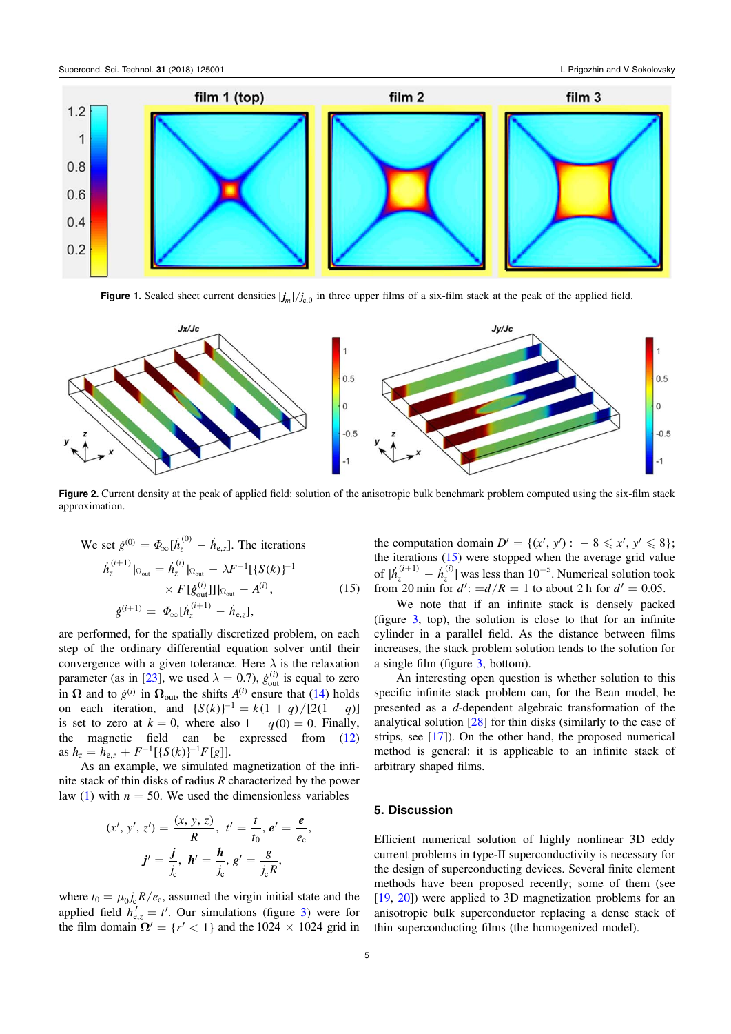**Figure 1.** Scaled sheet current densities $|\boldsymbol{j}_m|/j_{c,0}$ in three upper films of a six-film stack at the peak of the applied field.

**Figure 2.** Current density at the peak of applied field: solution of the anisotropic bulk benchmark problem computed using the six-film stack approximation.

We set $\dot{g}^{(0)} = \Phi_\infty[\dot{h}_z^{(0)} - \dot{h}_{e,z}]$. The iterations

$$
\begin{aligned}
\dot{h}_z^{(i+1)}|_{\Omega_{out}} &= \dot{h}_z^{(i)}|_{\Omega_{out}} - \lambda F^{-1}[\{S(k)\}^{-1} \\
&\quad \times F[\dot{g}_{out}^{(i)}]]|_{\Omega_{out}} - A^{(i)}, \\
\dot{g}^{(i+1)} &= \Phi_\infty[\dot{h}_z^{(i+1)} - \dot{h}_{e,z}],
\end{aligned} \tag{15}
$$

are performed, for the spatially discretized problem, on each step of the ordinary differential equation solver until their convergence with a given tolerance. Here $\lambda$ is the relaxation parameter (as in [23], we used $\lambda = 0.7$), $\dot{g}_{out}^{(i)}$ is equal to zero in $\boldsymbol{\Omega}$ and to $\dot{g}^{(i)}$ in $\boldsymbol{\Omega}_{out}$, the shifts $A^{(i)}$ ensure that (14) holds on each iteration, and $\{S(k)\}^{-1} = k(1+q)/[2(1-q)]$ is set to zero at $k = 0$, where also $1 - q(0) = 0$. Finally, the magnetic field can be expressed from (12) as $h_z = h_{e,z} + F^{-1}[\{S(k)\}^{-1}F[g]]$.

As an example, we simulated magnetization of the infinite stack of thin disks of radius $R$ characterized by the power law (1) with $n = 50$. We used the dimensionless variables

$$
(x', y', z') = \frac{(x, y, z)}{R}, \; t' = \frac{t}{t_0}, \; \boldsymbol{e}' = \frac{\boldsymbol{e}}{e_c},
$$
$$
\boldsymbol{j}' = \frac{\boldsymbol{j}}{j_c}, \; \boldsymbol{h}' = \frac{\boldsymbol{h}}{j_c}, \; g' = \frac{g}{j_c R},
$$

where $t_0 = \mu_0 j_c R/e_c$, assumed the virgin initial state and the applied field $h'_{e,z} = t'$. Our simulations (figure 3) were for the film domain $\boldsymbol{\Omega}' = \{r' < 1\}$ and the $1024 \times 1024$ grid in the computation domain $D' = \{(x', y'): -8 \leqslant x', y' \leqslant 8\}$; the iterations (15) were stopped when the average grid value of $|\dot{h}_z^{(i+1)} - \dot{h}_z^{(i)}|$ was less than $10^{-5}$. Numerical solution took from 20 min for $d'$: $=d/R = 1$ to about 2 h for $d' = 0.05$.

We note that if an infinite stack is densely packed (figure 3, top), the solution is close to that for an infinite cylinder in a parallel field. As the distance between films increases, the stack problem solution tends to the solution for a single film (figure 3, bottom).

An interesting open question is whether solution to this specific infinite stack problem can, for the Bean model, be presented as a $d$-dependent algebraic transformation of the analytical solution [28] for thin disks (similarly to the case of strips, see [17]). On the other hand, the proposed numerical method is general: it is applicable to an infinite stack of arbitrary shaped films.

## 5. Discussion

Efficient numerical solution of highly nonlinear 3D eddy current problems in type-II superconductivity is necessary for the design of superconducting devices. Several finite element methods have been proposed recently; some of them (see [19, 20]) were applied to 3D magnetization problems for an anisotropic bulk superconductor replacing a dense stack of thin superconducting films (the homogenized model).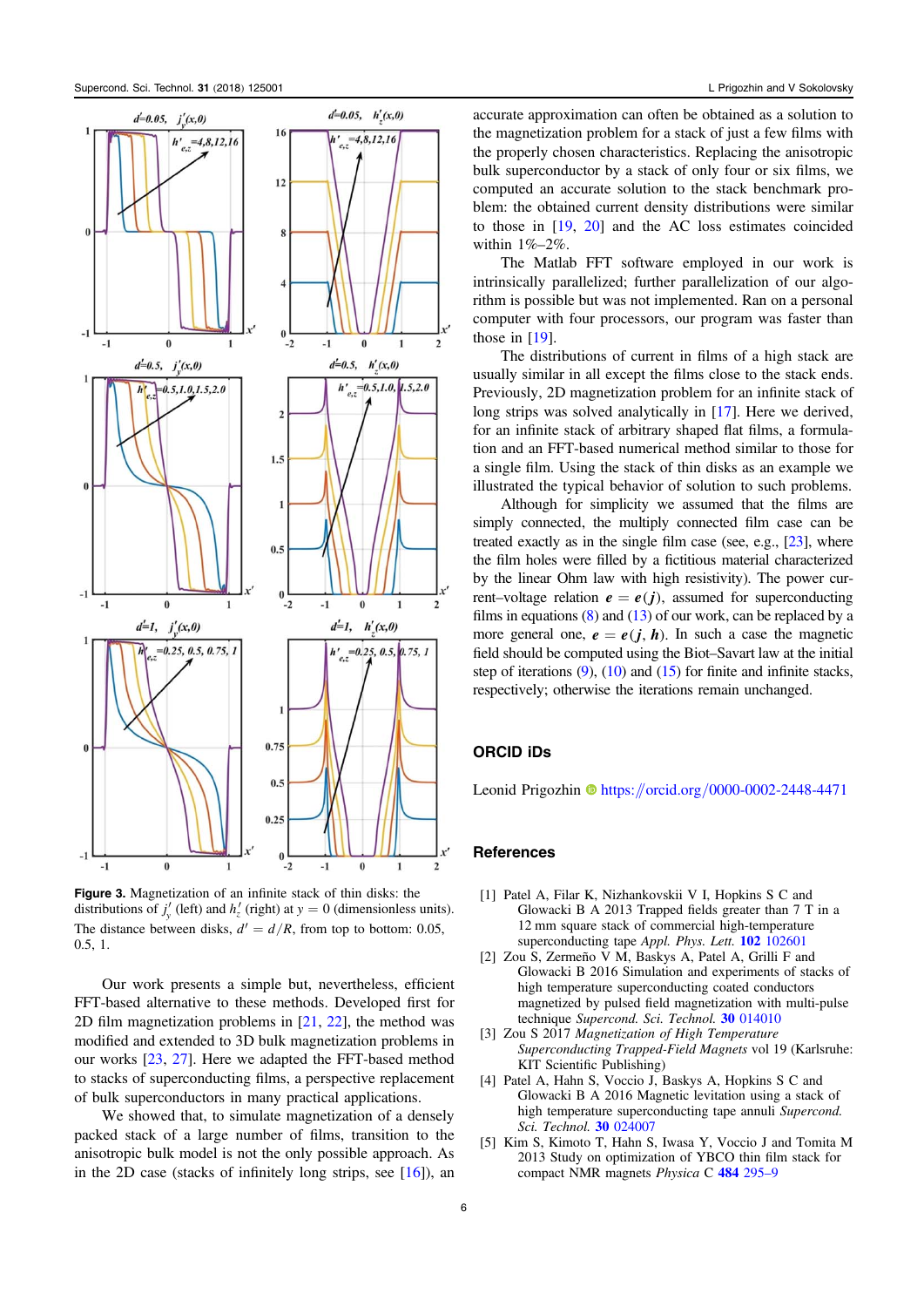**Figure 3.** Magnetization of an infinite stack of thin disks: the distributions of $j'_y$ (left) and $h'_z$ (right) at $y = 0$ (dimensionless units). The distance between disks, $d' = d/R$, from top to bottom: 0.05, 0.5, 1.

Our work presents a simple but, nevertheless, efficient FFT-based alternative to these methods. Developed first for 2D film magnetization problems in [21, 22], the method was modified and extended to 3D bulk magnetization problems in our works [23, 27]. Here we adapted the FFT-based method to stacks of superconducting films, a perspective replacement of bulk superconductors in many practical applications.

We showed that, to simulate magnetization of a densely packed stack of a large number of films, transition to the anisotropic bulk model is not the only possible approach. As in the 2D case (stacks of infinitely long strips, see [16]), an accurate approximation can often be obtained as a solution to the magnetization problem for a stack of just a few films with the properly chosen characteristics. Replacing the anisotropic bulk superconductor by a stack of only four or six films, we computed an accurate solution to the stack benchmark problem: the obtained current density distributions were similar to those in [19, 20] and the AC loss estimates coincided within 1%–2%.

The Matlab FFT software employed in our work is intrinsically parallelized; further parallelization of our algorithm is possible but was not implemented. Ran on a personal computer with four processors, our program was faster than those in [19].

The distributions of current in films of a high stack are usually similar in all except the films close to the stack ends. Previously, 2D magnetization problem for an infinite stack of long strips was solved analytically in [17]. Here we derived, for an infinite stack of arbitrary shaped flat films, a formulation and an FFT-based numerical method similar to those for a single film. Using the stack of thin disks as an example we illustrated the typical behavior of solution to such problems.

Although for simplicity we assumed that the films are simply connected, the multiply connected film case can be treated exactly as in the single film case (see, e.g., [23], where the film holes were filled by a fictitious material characterized by the linear Ohm law with high resistivity). The power current–voltage relation $\boldsymbol{e} = \boldsymbol{e}(\boldsymbol{j})$, assumed for superconducting films in equations (8) and (13) of our work, can be replaced by a more general one, $\boldsymbol{e} = \boldsymbol{e}(\boldsymbol{j}, \boldsymbol{h})$. In such a case the magnetic field should be computed using the Biot–Savart law at the initial step of iterations (9), (10) and (15) for finite and infinite stacks, respectively; otherwise the iterations remain unchanged.

## ORCID iDs

Leonid Prigozhin https://orcid.org/0000-0002-2448-4471

## References

[1] Patel A, Filar K, Nizhankovskii V I, Hopkins S C and Glowacki B A 2013 Trapped fields greater than 7 T in a 12 mm square stack of commercial high-temperature superconducting tape *Appl. Phys. Lett.* **102** 102601

[2] Zou S, Zermeño V M, Baskys A, Patel A, Grilli F and Glowacki B 2016 Simulation and experiments of stacks of high temperature superconducting coated conductors magnetized by pulsed field magnetization with multi-pulse technique *Supercond. Sci. Technol.* **30** 014010

[3] Zou S 2017 *Magnetization of High Temperature Superconducting Trapped-Field Magnets* vol 19 (Karlsruhe: KIT Scientific Publishing)

[4] Patel A, Hahn S, Voccio J, Baskys A, Hopkins S C and Glowacki B A 2016 Magnetic levitation using a stack of high temperature superconducting tape annuli *Supercond. Sci. Technol.* **30** 024007

[5] Kim S, Kimoto T, Hahn S, Iwasa Y, Voccio J and Tomita M 2013 Study on optimization of YBCO thin film stack for compact NMR magnets *Physica* C **484** 295–9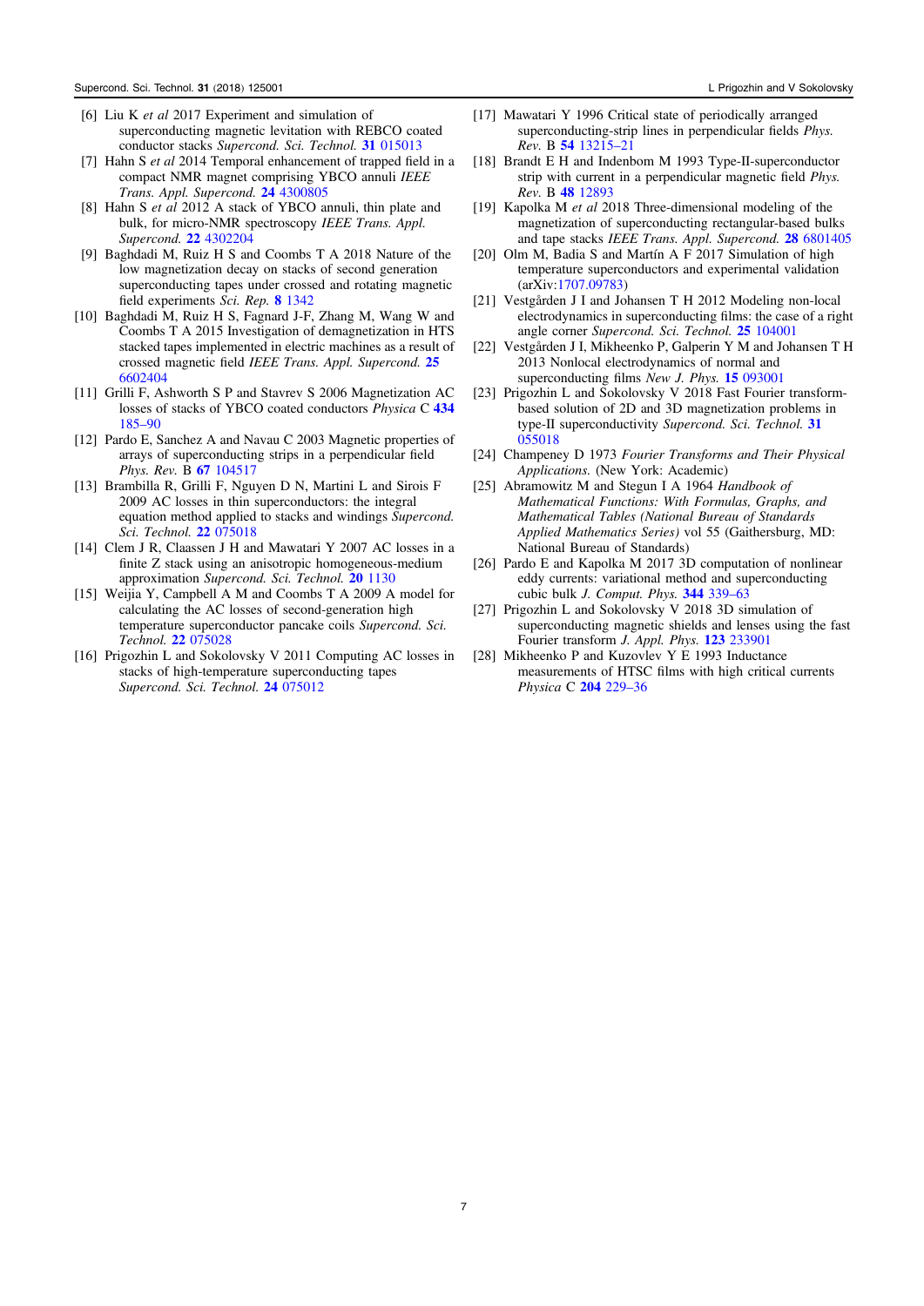[6] Liu K *et al* 2017 Experiment and simulation of superconducting magnetic levitation with REBCO coated conductor stacks *Supercond. Sci. Technol.* **31** 015013

[7] Hahn S *et al* 2014 Temporal enhancement of trapped field in a compact NMR magnet comprising YBCO annuli *IEEE Trans. Appl. Supercond.* **24** 4300805

[8] Hahn S *et al* 2012 A stack of YBCO annuli, thin plate and bulk, for micro-NMR spectroscopy *IEEE Trans. Appl. Supercond.* **22** 4302204

[9] Baghdadi M, Ruiz H S and Coombs T A 2018 Nature of the low magnetization decay on stacks of second generation superconducting tapes under crossed and rotating magnetic field experiments *Sci. Rep.* **8** 1342

[10] Baghdadi M, Ruiz H S, Fagnard J-F, Zhang M, Wang W and Coombs T A 2015 Investigation of demagnetization in HTS stacked tapes implemented in electric machines as a result of crossed magnetic field *IEEE Trans. Appl. Supercond.* **25** 6602404

[11] Grilli F, Ashworth S P and Stavrev S 2006 Magnetization AC losses of stacks of YBCO coated conductors *Physica* C **434** 185–90

[12] Pardo E, Sanchez A and Navau C 2003 Magnetic properties of arrays of superconducting strips in a perpendicular field *Phys. Rev.* B **67** 104517

[13] Brambilla R, Grilli F, Nguyen D N, Martini L and Sirois F 2009 AC losses in thin superconductors: the integral equation method applied to stacks and windings *Supercond. Sci. Technol.* **22** 075018

[14] Clem J R, Claassen J H and Mawatari Y 2007 AC losses in a finite Z stack using an anisotropic homogeneous-medium approximation *Supercond. Sci. Technol.* **20** 1130

[15] Weijia Y, Campbell A M and Coombs T A 2009 A model for calculating the AC losses of second-generation high temperature superconductor pancake coils *Supercond. Sci. Technol.* **22** 075028

[16] Prigozhin L and Sokolovsky V 2011 Computing AC losses in stacks of high-temperature superconducting tapes *Supercond. Sci. Technol.* **24** 075012

[17] Mawatari Y 1996 Critical state of periodically arranged superconducting-strip lines in perpendicular fields *Phys. Rev.* B **54** 13215–21

[18] Brandt E H and Indenbom M 1993 Type-II-superconductor strip with current in a perpendicular magnetic field *Phys. Rev.* B **48** 12893

[19] Kapolka M *et al* 2018 Three-dimensional modeling of the magnetization of superconducting rectangular-based bulks and tape stacks *IEEE Trans. Appl. Supercond.* **28** 6801405

[20] Olm M, Badia S and Martín A F 2017 Simulation of high temperature superconductors and experimental validation (arXiv:1707.09783)

[21] Vestgården J I and Johansen T H 2012 Modeling non-local electrodynamics in superconducting films: the case of a right angle corner *Supercond. Sci. Technol.* **25** 104001

[22] Vestgården J I, Mikheenko P, Galperin Y M and Johansen T H 2013 Nonlocal electrodynamics of normal and superconducting films *New J. Phys.* **15** 093001

[23] Prigozhin L and Sokolovsky V 2018 Fast Fourier transform-based solution of 2D and 3D magnetization problems in type-II superconductivity *Supercond. Sci. Technol.* **31** 055018

[24] Champeney D 1973 *Fourier Transforms and Their Physical Applications.* (New York: Academic)

[25] Abramowitz M and Stegun I A 1964 *Handbook of Mathematical Functions: With Formulas, Graphs, and Mathematical Tables (National Bureau of Standards Applied Mathematics Series)* vol 55 (Gaithersburg, MD: National Bureau of Standards)

[26] Pardo E and Kapolka M 2017 3D computation of nonlinear eddy currents: variational method and superconducting cubic bulk *J. Comput. Phys.* **344** 339–63

[27] Prigozhin L and Sokolovsky V 2018 3D simulation of superconducting magnetic shields and lenses using the fast Fourier transform *J. Appl. Phys.* **123** 233901

[28] Mikheenko P and Kuzovlev Y E 1993 Inductance measurements of HTSC films with high critical currents *Physica* C **204** 229–36